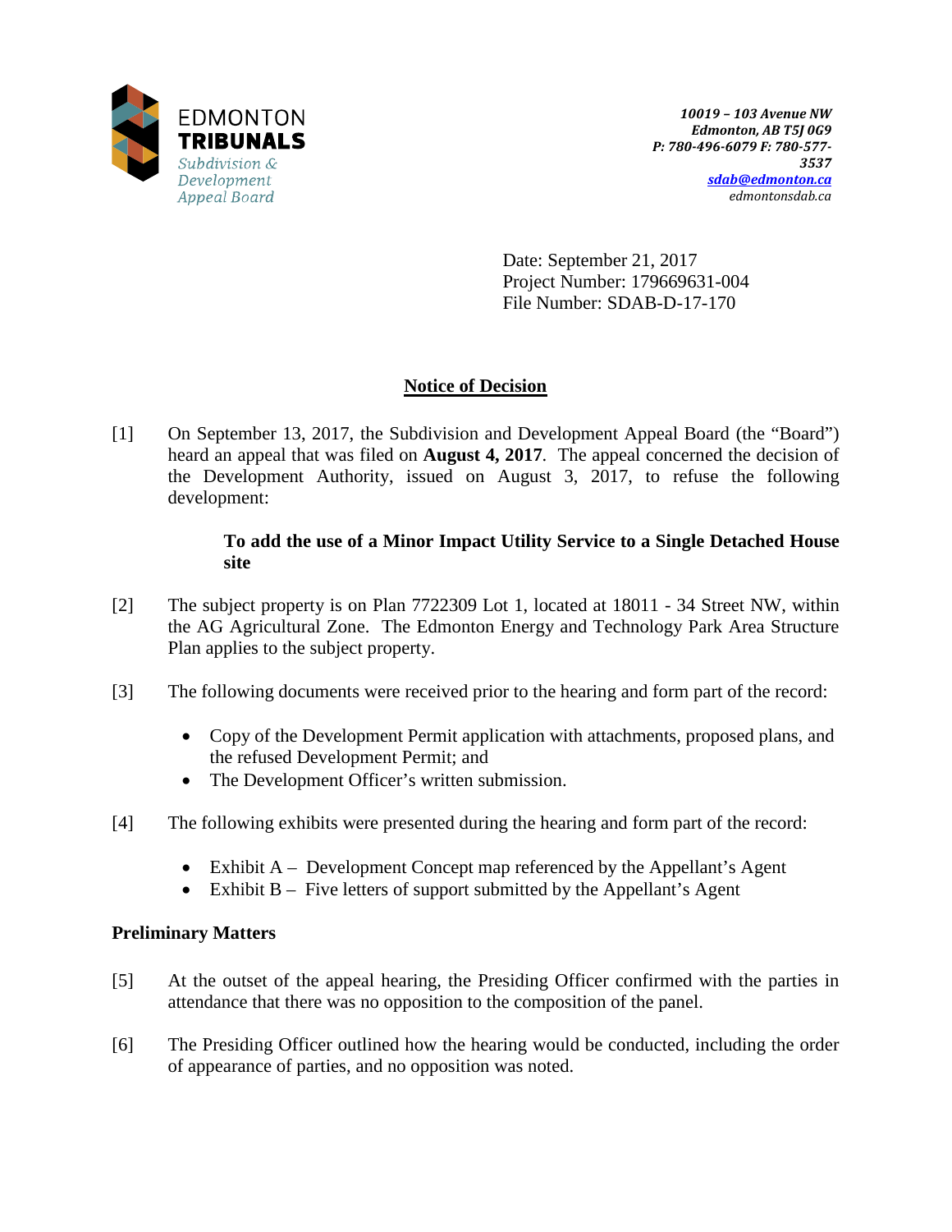EDMONTON
**TRIBUNALS**
*Subdivision & Development Appeal Board*

*10019 – 103 Avenue NW*
*Edmonton, AB T5J 0G9*
*P: 780-496-6079 F: 780-577-3537*
*sdab@edmonton.ca*
*edmontonsdab.ca*

Date: September 21, 2017
Project Number: 179669631-004
File Number: SDAB-D-17-170

## Notice of Decision

[1] On September 13, 2017, the Subdivision and Development Appeal Board (the "Board") heard an appeal that was filed on **August 4, 2017**. The appeal concerned the decision of the Development Authority, issued on August 3, 2017, to refuse the following development:

> **To add the use of a Minor Impact Utility Service to a Single Detached House site**

[2] The subject property is on Plan 7722309 Lot 1, located at 18011 - 34 Street NW, within the AG Agricultural Zone. The Edmonton Energy and Technology Park Area Structure Plan applies to the subject property.

[3] The following documents were received prior to the hearing and form part of the record:

- Copy of the Development Permit application with attachments, proposed plans, and the refused Development Permit; and
- The Development Officer's written submission.

[4] The following exhibits were presented during the hearing and form part of the record:

- Exhibit A – Development Concept map referenced by the Appellant's Agent
- Exhibit B – Five letters of support submitted by the Appellant's Agent

### Preliminary Matters

[5] At the outset of the appeal hearing, the Presiding Officer confirmed with the parties in attendance that there was no opposition to the composition of the panel.

[6] The Presiding Officer outlined how the hearing would be conducted, including the order of appearance of parties, and no opposition was noted.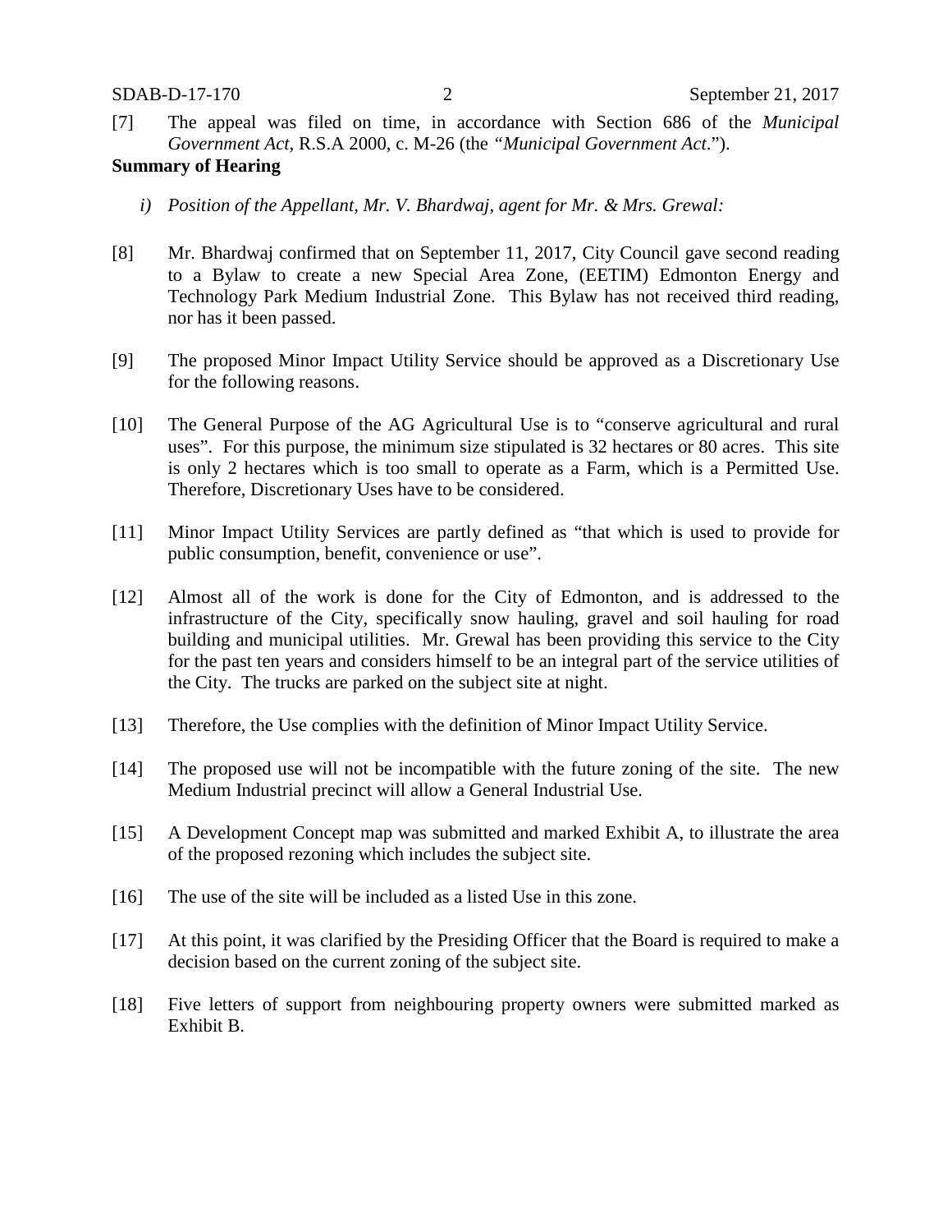[7] The appeal was filed on time, in accordance with Section 686 of the *Municipal Government Act*, R.S.A 2000, c. M-26 (the *"Municipal Government Act*.").

**Summary of Hearing**

*i) Position of the Appellant, Mr. V. Bhardwaj, agent for Mr. & Mrs. Grewal:*

[8] Mr. Bhardwaj confirmed that on September 11, 2017, City Council gave second reading to a Bylaw to create a new Special Area Zone, (EETIM) Edmonton Energy and Technology Park Medium Industrial Zone. This Bylaw has not received third reading, nor has it been passed.

[9] The proposed Minor Impact Utility Service should be approved as a Discretionary Use for the following reasons.

[10] The General Purpose of the AG Agricultural Use is to "conserve agricultural and rural uses". For this purpose, the minimum size stipulated is 32 hectares or 80 acres. This site is only 2 hectares which is too small to operate as a Farm, which is a Permitted Use. Therefore, Discretionary Uses have to be considered.

[11] Minor Impact Utility Services are partly defined as "that which is used to provide for public consumption, benefit, convenience or use".

[12] Almost all of the work is done for the City of Edmonton, and is addressed to the infrastructure of the City, specifically snow hauling, gravel and soil hauling for road building and municipal utilities. Mr. Grewal has been providing this service to the City for the past ten years and considers himself to be an integral part of the service utilities of the City. The trucks are parked on the subject site at night.

[13] Therefore, the Use complies with the definition of Minor Impact Utility Service.

[14] The proposed use will not be incompatible with the future zoning of the site. The new Medium Industrial precinct will allow a General Industrial Use.

[15] A Development Concept map was submitted and marked Exhibit A, to illustrate the area of the proposed rezoning which includes the subject site.

[16] The use of the site will be included as a listed Use in this zone.

[17] At this point, it was clarified by the Presiding Officer that the Board is required to make a decision based on the current zoning of the subject site.

[18] Five letters of support from neighbouring property owners were submitted marked as Exhibit B.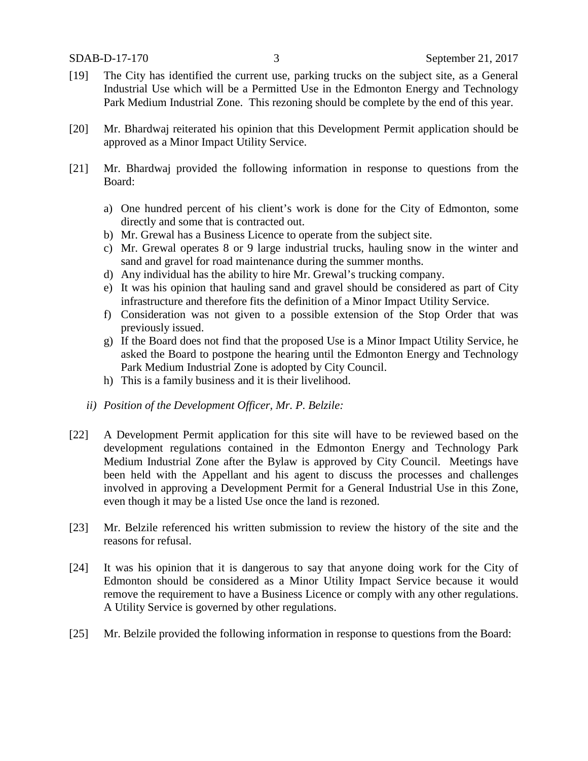[19] The City has identified the current use, parking trucks on the subject site, as a General Industrial Use which will be a Permitted Use in the Edmonton Energy and Technology Park Medium Industrial Zone. This rezoning should be complete by the end of this year.

[20] Mr. Bhardwaj reiterated his opinion that this Development Permit application should be approved as a Minor Impact Utility Service.

[21] Mr. Bhardwaj provided the following information in response to questions from the Board:

a) One hundred percent of his client's work is done for the City of Edmonton, some directly and some that is contracted out.
b) Mr. Grewal has a Business Licence to operate from the subject site.
c) Mr. Grewal operates 8 or 9 large industrial trucks, hauling snow in the winter and sand and gravel for road maintenance during the summer months.
d) Any individual has the ability to hire Mr. Grewal's trucking company.
e) It was his opinion that hauling sand and gravel should be considered as part of City infrastructure and therefore fits the definition of a Minor Impact Utility Service.
f) Consideration was not given to a possible extension of the Stop Order that was previously issued.
g) If the Board does not find that the proposed Use is a Minor Impact Utility Service, he asked the Board to postpone the hearing until the Edmonton Energy and Technology Park Medium Industrial Zone is adopted by City Council.
h) This is a family business and it is their livelihood.

*ii) Position of the Development Officer, Mr. P. Belzile:*

[22] A Development Permit application for this site will have to be reviewed based on the development regulations contained in the Edmonton Energy and Technology Park Medium Industrial Zone after the Bylaw is approved by City Council. Meetings have been held with the Appellant and his agent to discuss the processes and challenges involved in approving a Development Permit for a General Industrial Use in this Zone, even though it may be a listed Use once the land is rezoned.

[23] Mr. Belzile referenced his written submission to review the history of the site and the reasons for refusal.

[24] It was his opinion that it is dangerous to say that anyone doing work for the City of Edmonton should be considered as a Minor Utility Impact Service because it would remove the requirement to have a Business Licence or comply with any other regulations. A Utility Service is governed by other regulations.

[25] Mr. Belzile provided the following information in response to questions from the Board: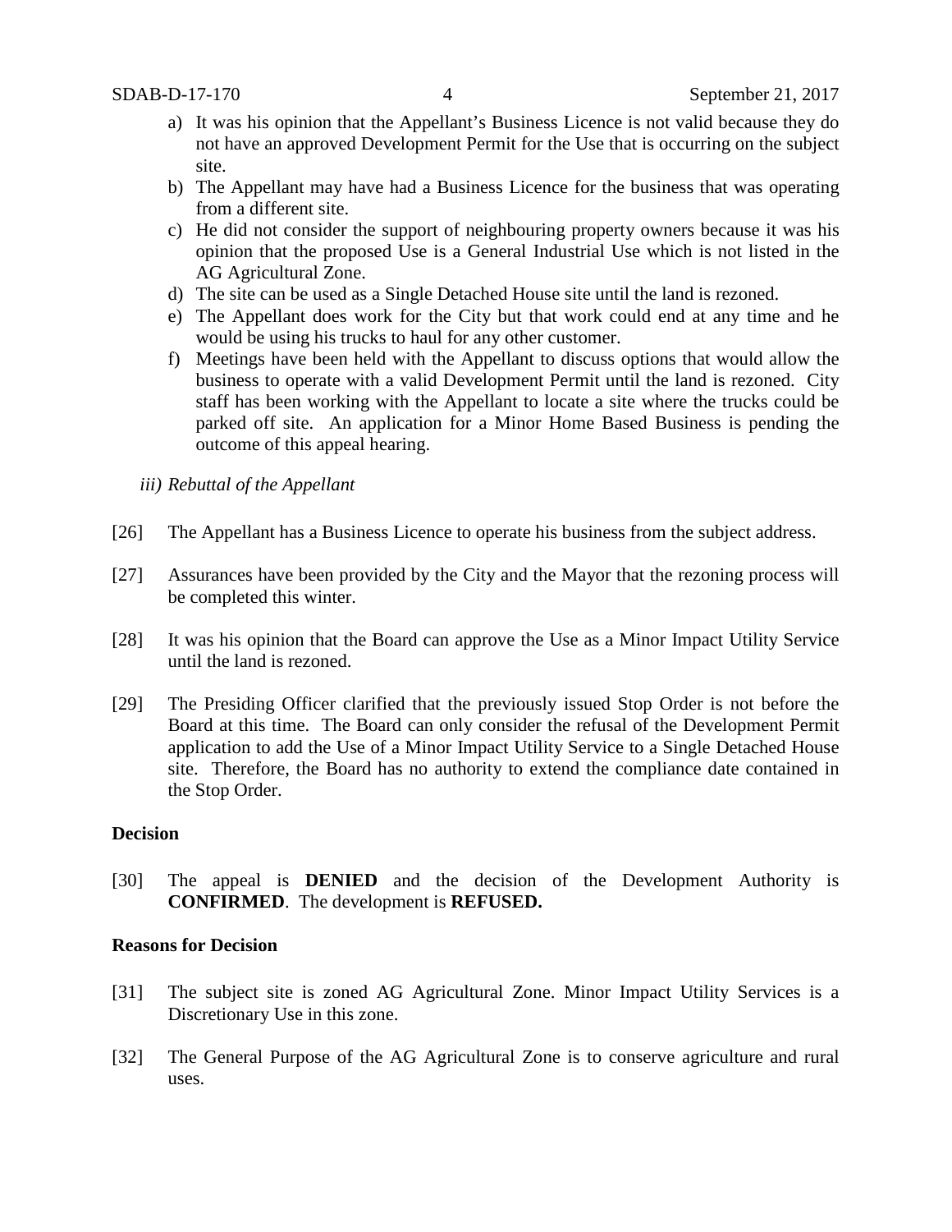a) It was his opinion that the Appellant's Business Licence is not valid because they do not have an approved Development Permit for the Use that is occurring on the subject site.
b) The Appellant may have had a Business Licence for the business that was operating from a different site.
c) He did not consider the support of neighbouring property owners because it was his opinion that the proposed Use is a General Industrial Use which is not listed in the AG Agricultural Zone.
d) The site can be used as a Single Detached House site until the land is rezoned.
e) The Appellant does work for the City but that work could end at any time and he would be using his trucks to haul for any other customer.
f) Meetings have been held with the Appellant to discuss options that would allow the business to operate with a valid Development Permit until the land is rezoned. City staff has been working with the Appellant to locate a site where the trucks could be parked off site. An application for a Minor Home Based Business is pending the outcome of this appeal hearing.

*iii) Rebuttal of the Appellant*

[26] The Appellant has a Business Licence to operate his business from the subject address.

[27] Assurances have been provided by the City and the Mayor that the rezoning process will be completed this winter.

[28] It was his opinion that the Board can approve the Use as a Minor Impact Utility Service until the land is rezoned.

[29] The Presiding Officer clarified that the previously issued Stop Order is not before the Board at this time. The Board can only consider the refusal of the Development Permit application to add the Use of a Minor Impact Utility Service to a Single Detached House site. Therefore, the Board has no authority to extend the compliance date contained in the Stop Order.

**Decision**

[30] The appeal is **DENIED** and the decision of the Development Authority is **CONFIRMED**. The development is **REFUSED.**

**Reasons for Decision**

[31] The subject site is zoned AG Agricultural Zone. Minor Impact Utility Services is a Discretionary Use in this zone.

[32] The General Purpose of the AG Agricultural Zone is to conserve agriculture and rural uses.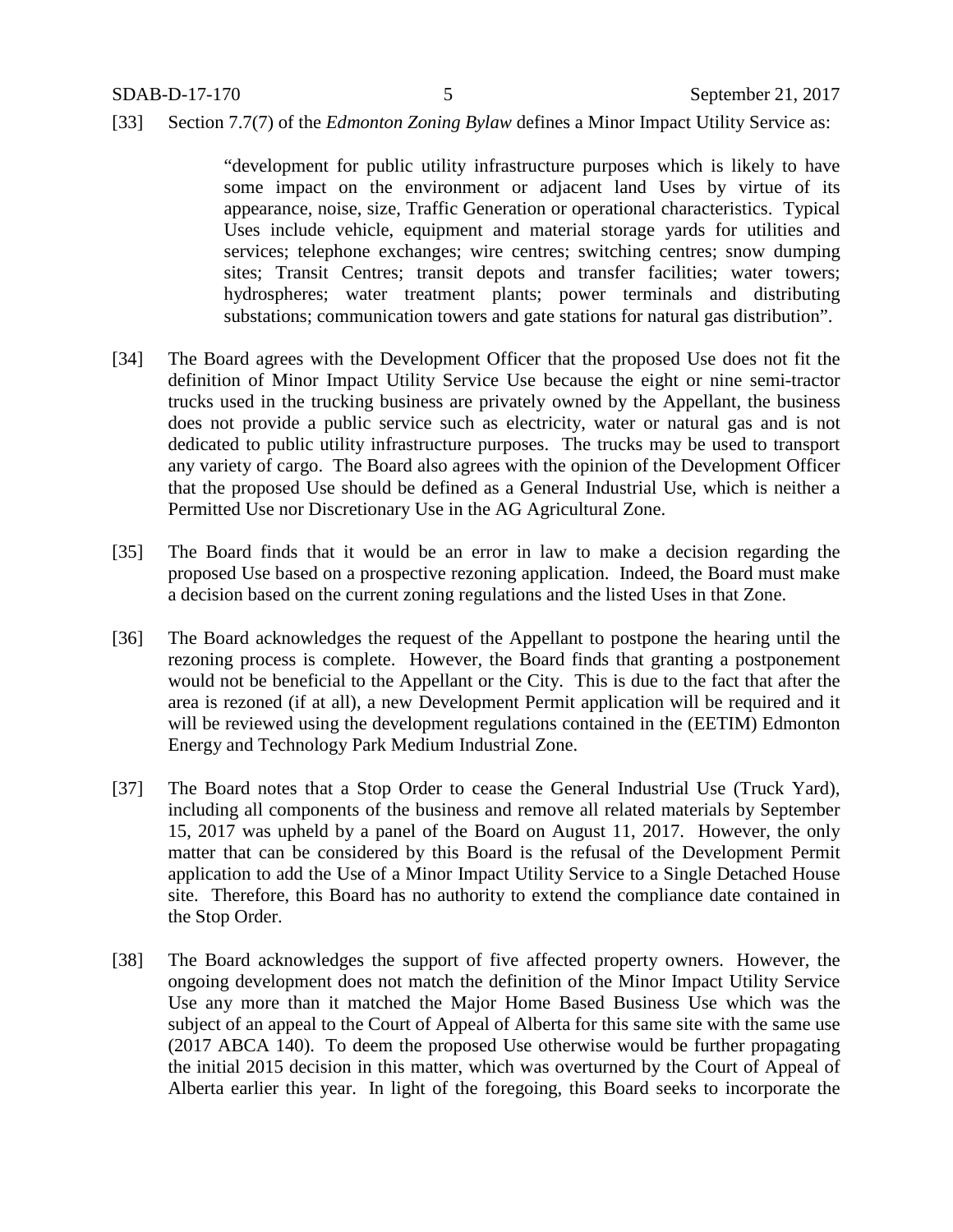[33] Section 7.7(7) of the *Edmonton Zoning Bylaw* defines a Minor Impact Utility Service as:

> "development for public utility infrastructure purposes which is likely to have some impact on the environment or adjacent land Uses by virtue of its appearance, noise, size, Traffic Generation or operational characteristics. Typical Uses include vehicle, equipment and material storage yards for utilities and services; telephone exchanges; wire centres; switching centres; snow dumping sites; Transit Centres; transit depots and transfer facilities; water towers; hydrospheres; water treatment plants; power terminals and distributing substations; communication towers and gate stations for natural gas distribution".

[34] The Board agrees with the Development Officer that the proposed Use does not fit the definition of Minor Impact Utility Service Use because the eight or nine semi-tractor trucks used in the trucking business are privately owned by the Appellant, the business does not provide a public service such as electricity, water or natural gas and is not dedicated to public utility infrastructure purposes. The trucks may be used to transport any variety of cargo. The Board also agrees with the opinion of the Development Officer that the proposed Use should be defined as a General Industrial Use, which is neither a Permitted Use nor Discretionary Use in the AG Agricultural Zone.

[35] The Board finds that it would be an error in law to make a decision regarding the proposed Use based on a prospective rezoning application. Indeed, the Board must make a decision based on the current zoning regulations and the listed Uses in that Zone.

[36] The Board acknowledges the request of the Appellant to postpone the hearing until the rezoning process is complete. However, the Board finds that granting a postponement would not be beneficial to the Appellant or the City. This is due to the fact that after the area is rezoned (if at all), a new Development Permit application will be required and it will be reviewed using the development regulations contained in the (EETIM) Edmonton Energy and Technology Park Medium Industrial Zone.

[37] The Board notes that a Stop Order to cease the General Industrial Use (Truck Yard), including all components of the business and remove all related materials by September 15, 2017 was upheld by a panel of the Board on August 11, 2017. However, the only matter that can be considered by this Board is the refusal of the Development Permit application to add the Use of a Minor Impact Utility Service to a Single Detached House site. Therefore, this Board has no authority to extend the compliance date contained in the Stop Order.

[38] The Board acknowledges the support of five affected property owners. However, the ongoing development does not match the definition of the Minor Impact Utility Service Use any more than it matched the Major Home Based Business Use which was the subject of an appeal to the Court of Appeal of Alberta for this same site with the same use (2017 ABCA 140). To deem the proposed Use otherwise would be further propagating the initial 2015 decision in this matter, which was overturned by the Court of Appeal of Alberta earlier this year. In light of the foregoing, this Board seeks to incorporate the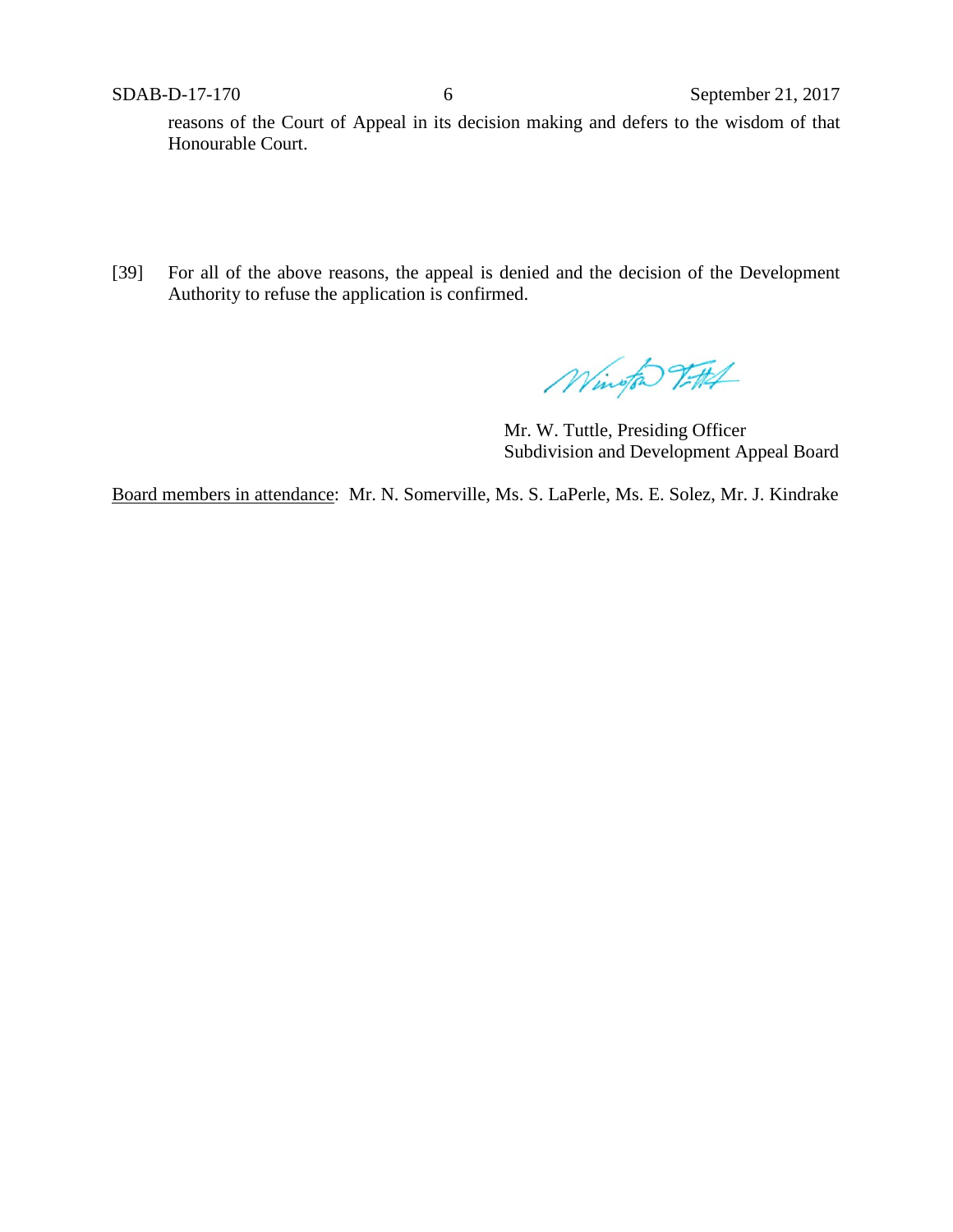reasons of the Court of Appeal in its decision making and defers to the wisdom of that Honourable Court.

[39] For all of the above reasons, the appeal is denied and the decision of the Development Authority to refuse the application is confirmed.

Mr. W. Tuttle, Presiding Officer
Subdivision and Development Appeal Board

Board members in attendance: Mr. N. Somerville, Ms. S. LaPerle, Ms. E. Solez, Mr. J. Kindrake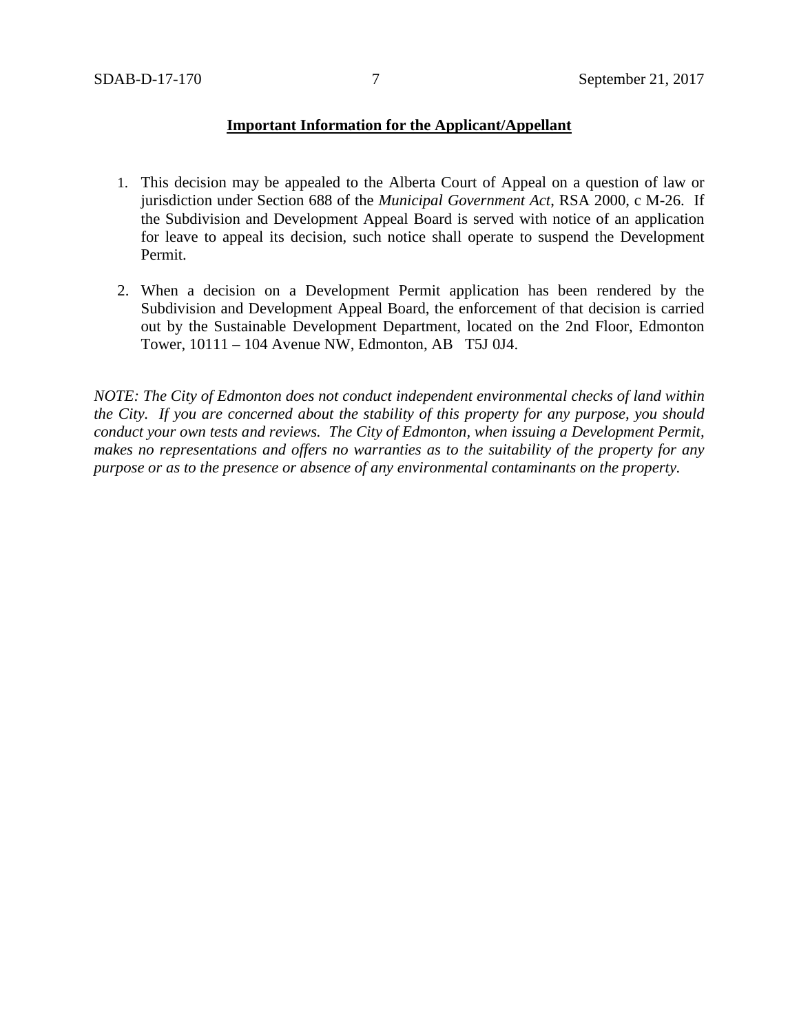**Important Information for the Applicant/Appellant**

1. This decision may be appealed to the Alberta Court of Appeal on a question of law or jurisdiction under Section 688 of the *Municipal Government Act*, RSA 2000, c M-26. If the Subdivision and Development Appeal Board is served with notice of an application for leave to appeal its decision, such notice shall operate to suspend the Development Permit.

2. When a decision on a Development Permit application has been rendered by the Subdivision and Development Appeal Board, the enforcement of that decision is carried out by the Sustainable Development Department, located on the 2nd Floor, Edmonton Tower, 10111 – 104 Avenue NW, Edmonton, AB T5J 0J4.

*NOTE: The City of Edmonton does not conduct independent environmental checks of land within the City. If you are concerned about the stability of this property for any purpose, you should conduct your own tests and reviews. The City of Edmonton, when issuing a Development Permit, makes no representations and offers no warranties as to the suitability of the property for any purpose or as to the presence or absence of any environmental contaminants on the property.*